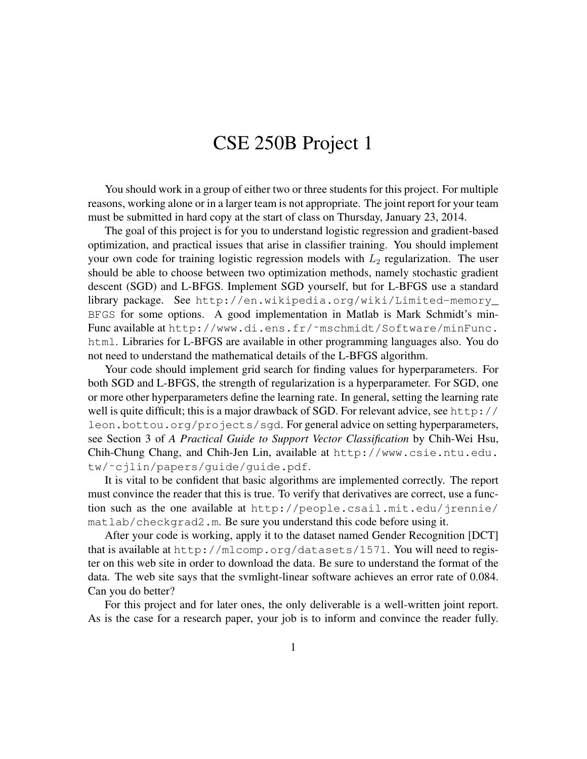# CSE 250B Project 1

You should work in a group of either two or three students for this project. For multiple reasons, working alone or in a larger team is not appropriate. The joint report for your team must be submitted in hard copy at the start of class on Thursday, January 23, 2014.

The goal of this project is for you to understand logistic regression and gradient-based optimization, and practical issues that arise in classifier training. You should implement your own code for training logistic regression models with $L_2$ regularization. The user should be able to choose between two optimization methods, namely stochastic gradient descent (SGD) and L-BFGS. Implement SGD yourself, but for L-BFGS use a standard library package. See `http://en.wikipedia.org/wiki/Limited-memory_BFGS` for some options. A good implementation in Matlab is Mark Schmidt's minFunc available at `http://www.di.ens.fr/~mschmidt/Software/minFunc.html`. Libraries for L-BFGS are available in other programming languages also. You do not need to understand the mathematical details of the L-BFGS algorithm.

Your code should implement grid search for finding values for hyperparameters. For both SGD and L-BFGS, the strength of regularization is a hyperparameter. For SGD, one or more other hyperparameters define the learning rate. In general, setting the learning rate well is quite difficult; this is a major drawback of SGD. For relevant advice, see `http://leon.bottou.org/projects/sgd`. For general advice on setting hyperparameters, see Section 3 of *A Practical Guide to Support Vector Classification* by Chih-Wei Hsu, Chih-Chung Chang, and Chih-Jen Lin, available at `http://www.csie.ntu.edu.tw/~cjlin/papers/guide/guide.pdf`.

It is vital to be confident that basic algorithms are implemented correctly. The report must convince the reader that this is true. To verify that derivatives are correct, use a function such as the one available at `http://people.csail.mit.edu/jrennie/matlab/checkgrad2.m`. Be sure you understand this code before using it.

After your code is working, apply it to the dataset named Gender Recognition [DCT] that is available at `http://mlcomp.org/datasets/1571`. You will need to register on this web site in order to download the data. Be sure to understand the format of the data. The web site says that the svmlight-linear software achieves an error rate of 0.084. Can you do better?

For this project and for later ones, the only deliverable is a well-written joint report. As is the case for a research paper, your job is to inform and convince the reader fully.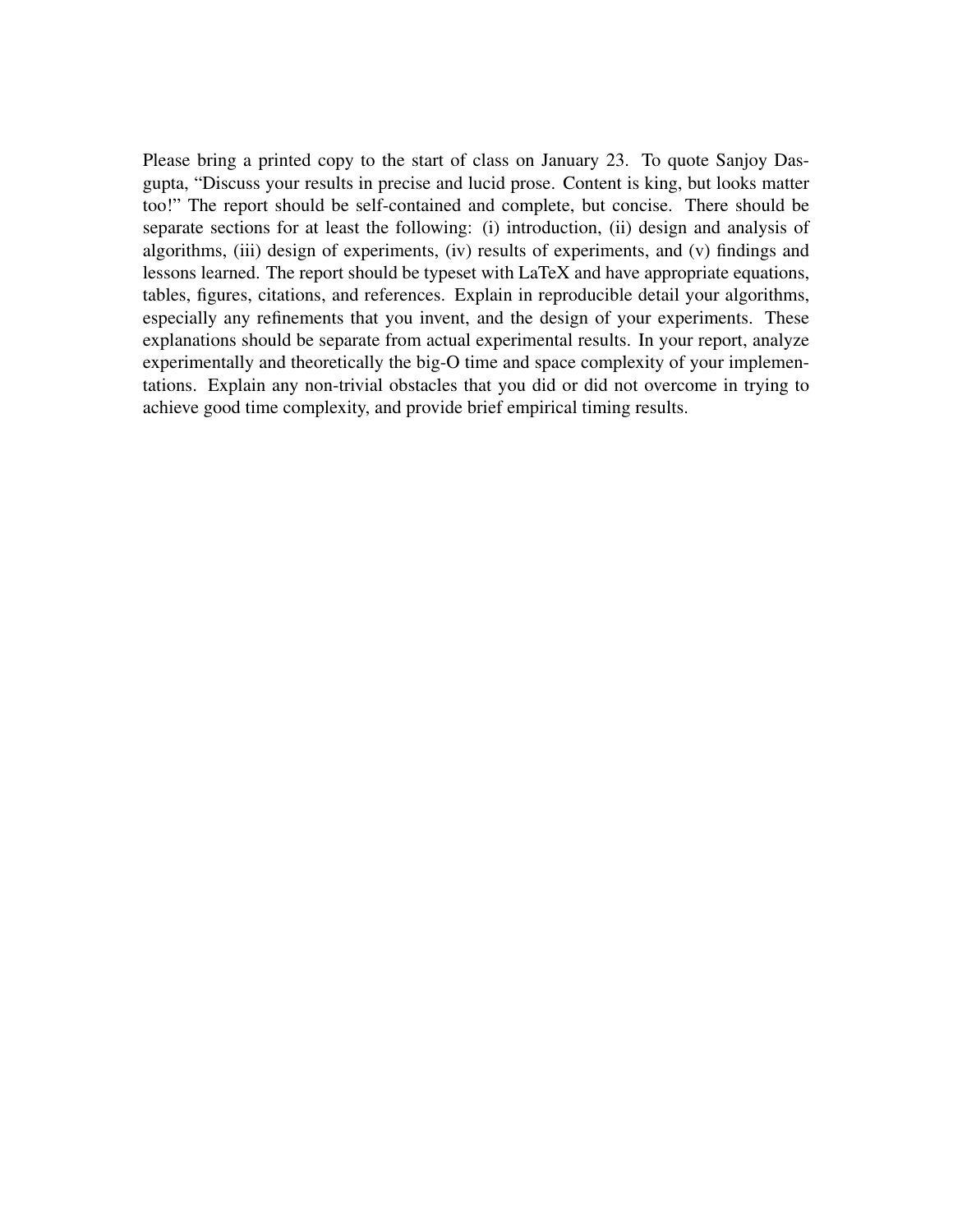Please bring a printed copy to the start of class on January 23. To quote Sanjoy Dasgupta, "Discuss your results in precise and lucid prose. Content is king, but looks matter too!" The report should be self-contained and complete, but concise. There should be separate sections for at least the following: (i) introduction, (ii) design and analysis of algorithms, (iii) design of experiments, (iv) results of experiments, and (v) findings and lessons learned. The report should be typeset with LaTeX and have appropriate equations, tables, figures, citations, and references. Explain in reproducible detail your algorithms, especially any refinements that you invent, and the design of your experiments. These explanations should be separate from actual experimental results. In your report, analyze experimentally and theoretically the big-O time and space complexity of your implementations. Explain any non-trivial obstacles that you did or did not overcome in trying to achieve good time complexity, and provide brief empirical timing results.